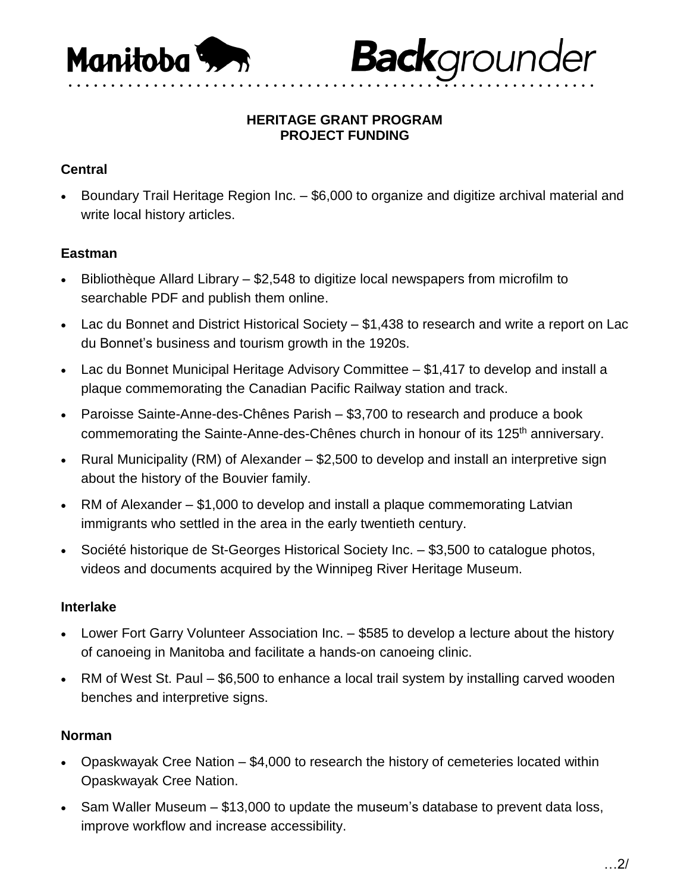Manitoba **Back**grounder

## HERITAGE GRANT PROGRAM
## PROJECT FUNDING

### Central

- Boundary Trail Heritage Region Inc. – $6,000 to organize and digitize archival material and write local history articles.

### Eastman

- Bibliothèque Allard Library – $2,548 to digitize local newspapers from microfilm to searchable PDF and publish them online.
- Lac du Bonnet and District Historical Society – $1,438 to research and write a report on Lac du Bonnet's business and tourism growth in the 1920s.
- Lac du Bonnet Municipal Heritage Advisory Committee – $1,417 to develop and install a plaque commemorating the Canadian Pacific Railway station and track.
- Paroisse Sainte-Anne-des-Chênes Parish – $3,700 to research and produce a book commemorating the Sainte-Anne-des-Chênes church in honour of its 125th anniversary.
- Rural Municipality (RM) of Alexander – $2,500 to develop and install an interpretive sign about the history of the Bouvier family.
- RM of Alexander – $1,000 to develop and install a plaque commemorating Latvian immigrants who settled in the area in the early twentieth century.
- Société historique de St-Georges Historical Society Inc. – $3,500 to catalogue photos, videos and documents acquired by the Winnipeg River Heritage Museum.

### Interlake

- Lower Fort Garry Volunteer Association Inc. – $585 to develop a lecture about the history of canoeing in Manitoba and facilitate a hands-on canoeing clinic.
- RM of West St. Paul – $6,500 to enhance a local trail system by installing carved wooden benches and interpretive signs.

### Norman

- Opaskwayak Cree Nation – $4,000 to research the history of cemeteries located within Opaskwayak Cree Nation.
- Sam Waller Museum – $13,000 to update the museum's database to prevent data loss, improve workflow and increase accessibility.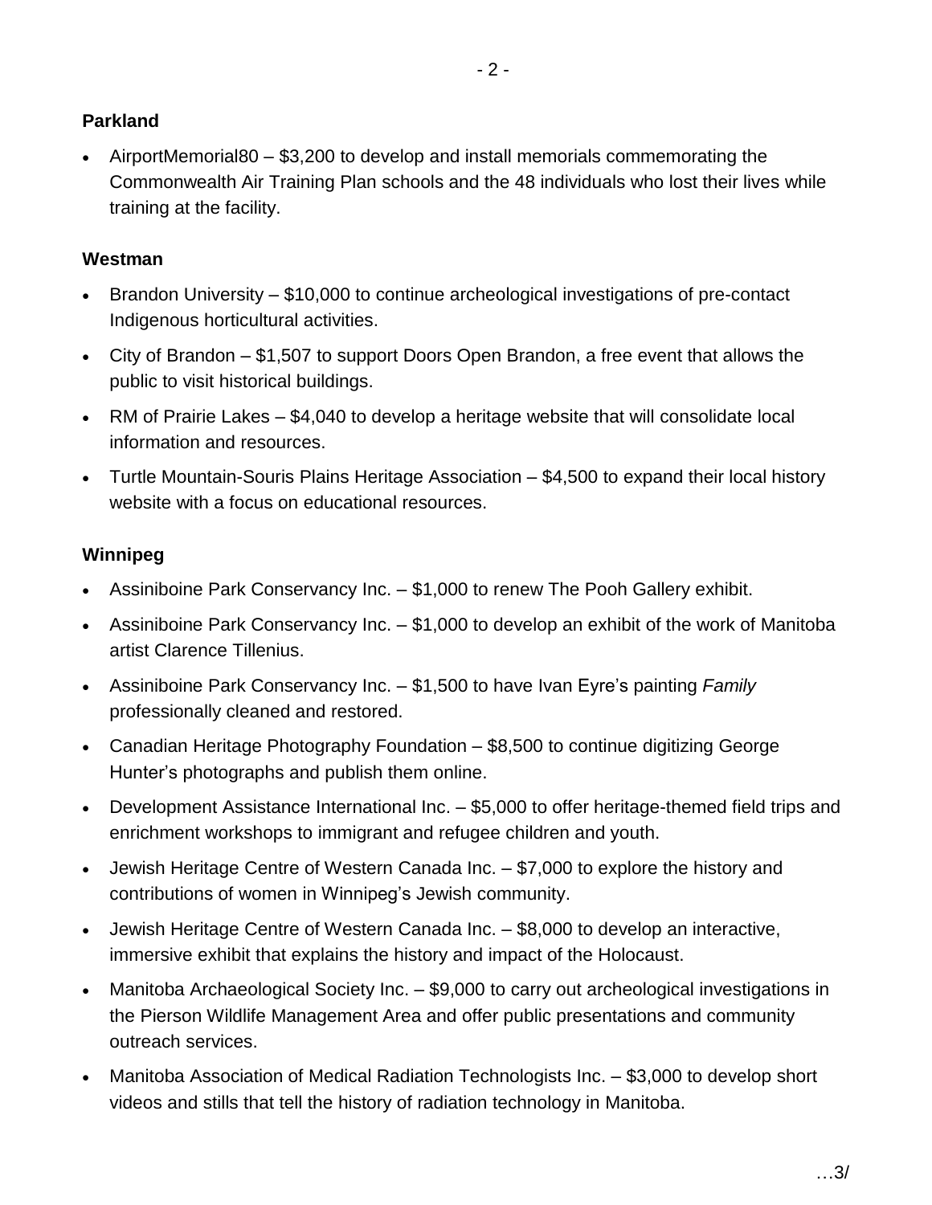**Parkland**

- AirportMemorial80 – $3,200 to develop and install memorials commemorating the Commonwealth Air Training Plan schools and the 48 individuals who lost their lives while training at the facility.

**Westman**

- Brandon University – $10,000 to continue archeological investigations of pre-contact Indigenous horticultural activities.
- City of Brandon – $1,507 to support Doors Open Brandon, a free event that allows the public to visit historical buildings.
- RM of Prairie Lakes – $4,040 to develop a heritage website that will consolidate local information and resources.
- Turtle Mountain-Souris Plains Heritage Association – $4,500 to expand their local history website with a focus on educational resources.

**Winnipeg**

- Assiniboine Park Conservancy Inc. – $1,000 to renew The Pooh Gallery exhibit.
- Assiniboine Park Conservancy Inc. – $1,000 to develop an exhibit of the work of Manitoba artist Clarence Tillenius.
- Assiniboine Park Conservancy Inc. – $1,500 to have Ivan Eyre's painting *Family* professionally cleaned and restored.
- Canadian Heritage Photography Foundation – $8,500 to continue digitizing George Hunter's photographs and publish them online.
- Development Assistance International Inc. – $5,000 to offer heritage-themed field trips and enrichment workshops to immigrant and refugee children and youth.
- Jewish Heritage Centre of Western Canada Inc. – $7,000 to explore the history and contributions of women in Winnipeg's Jewish community.
- Jewish Heritage Centre of Western Canada Inc. – $8,000 to develop an interactive, immersive exhibit that explains the history and impact of the Holocaust.
- Manitoba Archaeological Society Inc. – $9,000 to carry out archeological investigations in the Pierson Wildlife Management Area and offer public presentations and community outreach services.
- Manitoba Association of Medical Radiation Technologists Inc. – $3,000 to develop short videos and stills that tell the history of radiation technology in Manitoba.

…3/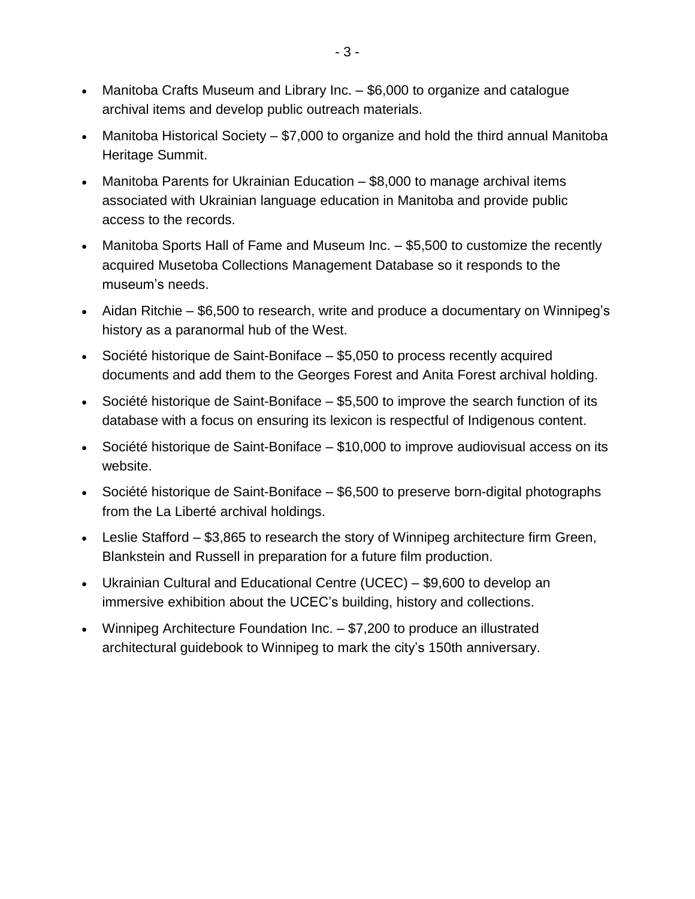- Manitoba Crafts Museum and Library Inc. – $6,000 to organize and catalogue archival items and develop public outreach materials.
- Manitoba Historical Society – $7,000 to organize and hold the third annual Manitoba Heritage Summit.
- Manitoba Parents for Ukrainian Education – $8,000 to manage archival items associated with Ukrainian language education in Manitoba and provide public access to the records.
- Manitoba Sports Hall of Fame and Museum Inc. – $5,500 to customize the recently acquired Musetoba Collections Management Database so it responds to the museum's needs.
- Aidan Ritchie – $6,500 to research, write and produce a documentary on Winnipeg's history as a paranormal hub of the West.
- Société historique de Saint-Boniface – $5,050 to process recently acquired documents and add them to the Georges Forest and Anita Forest archival holding.
- Société historique de Saint-Boniface – $5,500 to improve the search function of its database with a focus on ensuring its lexicon is respectful of Indigenous content.
- Société historique de Saint-Boniface – $10,000 to improve audiovisual access on its website.
- Société historique de Saint-Boniface – $6,500 to preserve born-digital photographs from the La Liberté archival holdings.
- Leslie Stafford – $3,865 to research the story of Winnipeg architecture firm Green, Blankstein and Russell in preparation for a future film production.
- Ukrainian Cultural and Educational Centre (UCEC) – $9,600 to develop an immersive exhibition about the UCEC's building, history and collections.
- Winnipeg Architecture Foundation Inc. – $7,200 to produce an illustrated architectural guidebook to Winnipeg to mark the city's 150th anniversary.